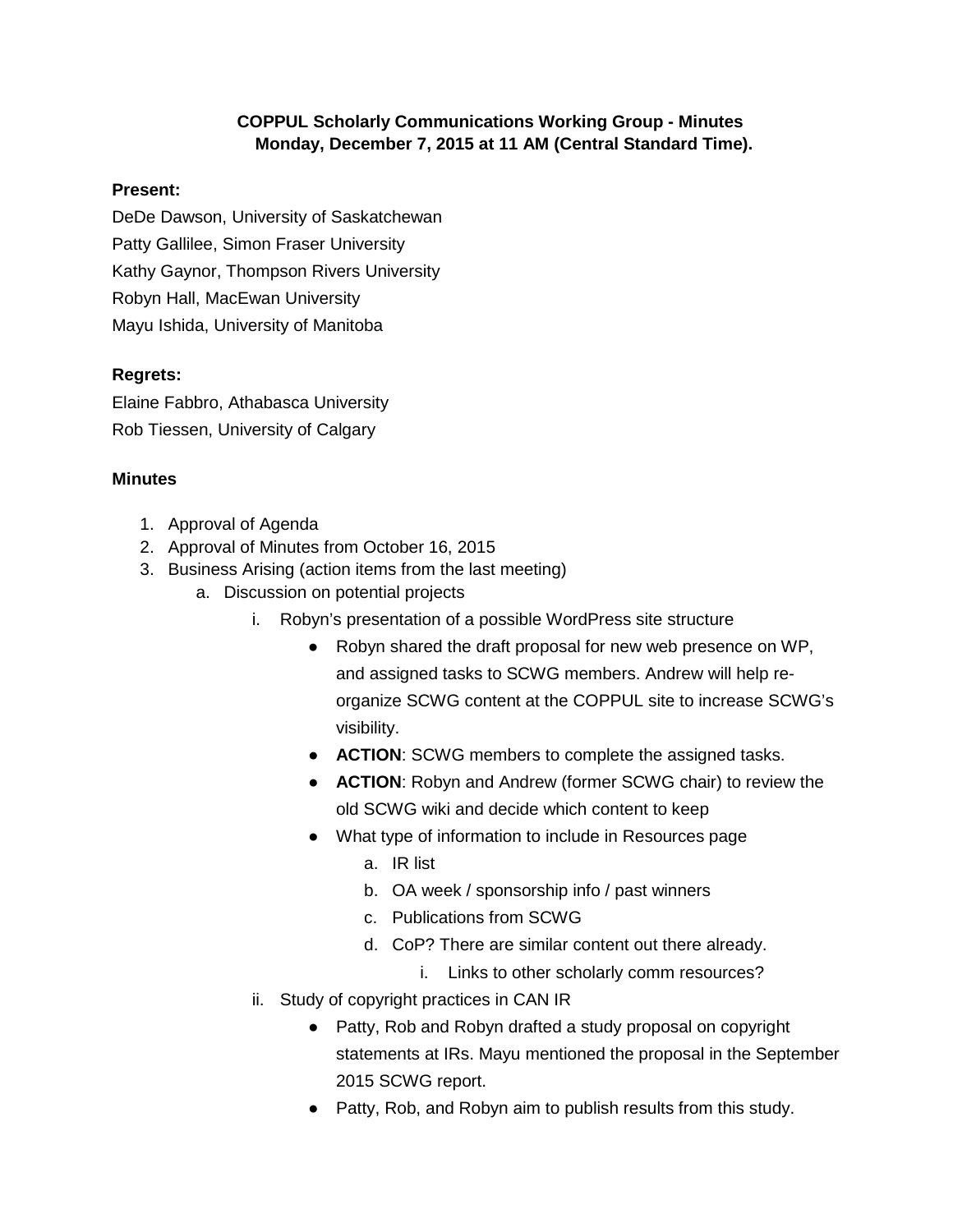**COPPUL Scholarly Communications Working Group - Minutes**
**Monday, December 7, 2015 at 11 AM (Central Standard Time).**

**Present:**

DeDe Dawson, University of Saskatchewan
Patty Gallilee, Simon Fraser University
Kathy Gaynor, Thompson Rivers University
Robyn Hall, MacEwan University
Mayu Ishida, University of Manitoba

**Regrets:**

Elaine Fabbro, Athabasca University
Rob Tiessen, University of Calgary

**Minutes**

1. Approval of Agenda
2. Approval of Minutes from October 16, 2015
3. Business Arising (action items from the last meeting)
   a. Discussion on potential projects
      i. Robyn's presentation of a possible WordPress site structure
         - Robyn shared the draft proposal for new web presence on WP, and assigned tasks to SCWG members. Andrew will help re-organize SCWG content at the COPPUL site to increase SCWG's visibility.
         - **ACTION**: SCWG members to complete the assigned tasks.
         - **ACTION**: Robyn and Andrew (former SCWG chair) to review the old SCWG wiki and decide which content to keep
         - What type of information to include in Resources page
           a. IR list
           b. OA week / sponsorship info / past winners
           c. Publications from SCWG
           d. CoP? There are similar content out there already.
              i. Links to other scholarly comm resources?
      ii. Study of copyright practices in CAN IR
         - Patty, Rob and Robyn drafted a study proposal on copyright statements at IRs. Mayu mentioned the proposal in the September 2015 SCWG report.
         - Patty, Rob, and Robyn aim to publish results from this study.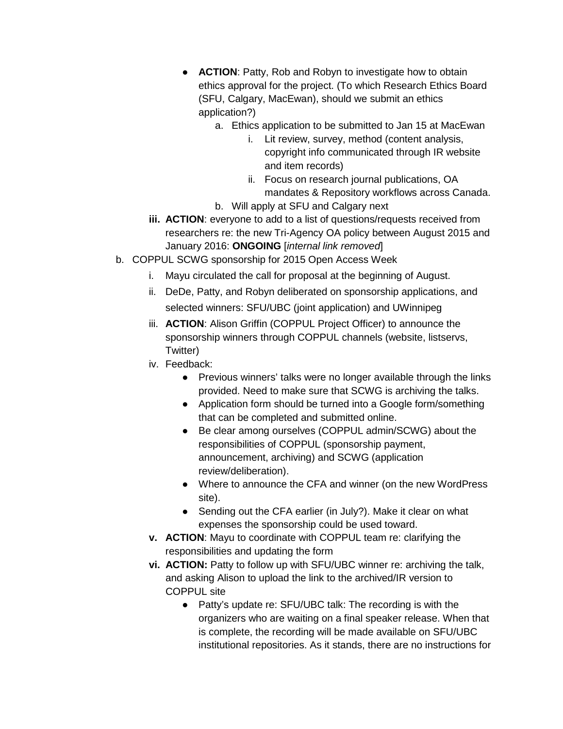- **ACTION**: Patty, Rob and Robyn to investigate how to obtain ethics approval for the project. (To which Research Ethics Board (SFU, Calgary, MacEwan), should we submit an ethics application?)
    a. Ethics application to be submitted to Jan 15 at MacEwan
        i. Lit review, survey, method (content analysis, copyright info communicated through IR website and item records)
        ii. Focus on research journal publications, OA mandates & Repository workflows across Canada.
    b. Will apply at SFU and Calgary next

**iii.** **ACTION**: everyone to add to a list of questions/requests received from researchers re: the new Tri-Agency OA policy between August 2015 and January 2016: **ONGOING** [*internal link removed*]

b. COPPUL SCWG sponsorship for 2015 Open Access Week
    i. Mayu circulated the call for proposal at the beginning of August.
    ii. DeDe, Patty, and Robyn deliberated on sponsorship applications, and selected winners: SFU/UBC (joint application) and UWinnipeg
    iii. **ACTION**: Alison Griffin (COPPUL Project Officer) to announce the sponsorship winners through COPPUL channels (website, listservs, Twitter)
    iv. Feedback:
        - Previous winners' talks were no longer available through the links provided. Need to make sure that SCWG is archiving the talks.
        - Application form should be turned into a Google form/something that can be completed and submitted online.
        - Be clear among ourselves (COPPUL admin/SCWG) about the responsibilities of COPPUL (sponsorship payment, announcement, archiving) and SCWG (application review/deliberation).
        - Where to announce the CFA and winner (on the new WordPress site).
        - Sending out the CFA earlier (in July?). Make it clear on what expenses the sponsorship could be used toward.

    **v.** **ACTION**: Mayu to coordinate with COPPUL team re: clarifying the responsibilities and updating the form

    **vi.** **ACTION:** Patty to follow up with SFU/UBC winner re: archiving the talk, and asking Alison to upload the link to the archived/IR version to COPPUL site
        - Patty's update re: SFU/UBC talk: The recording is with the organizers who are waiting on a final speaker release. When that is complete, the recording will be made available on SFU/UBC institutional repositories. As it stands, there are no instructions for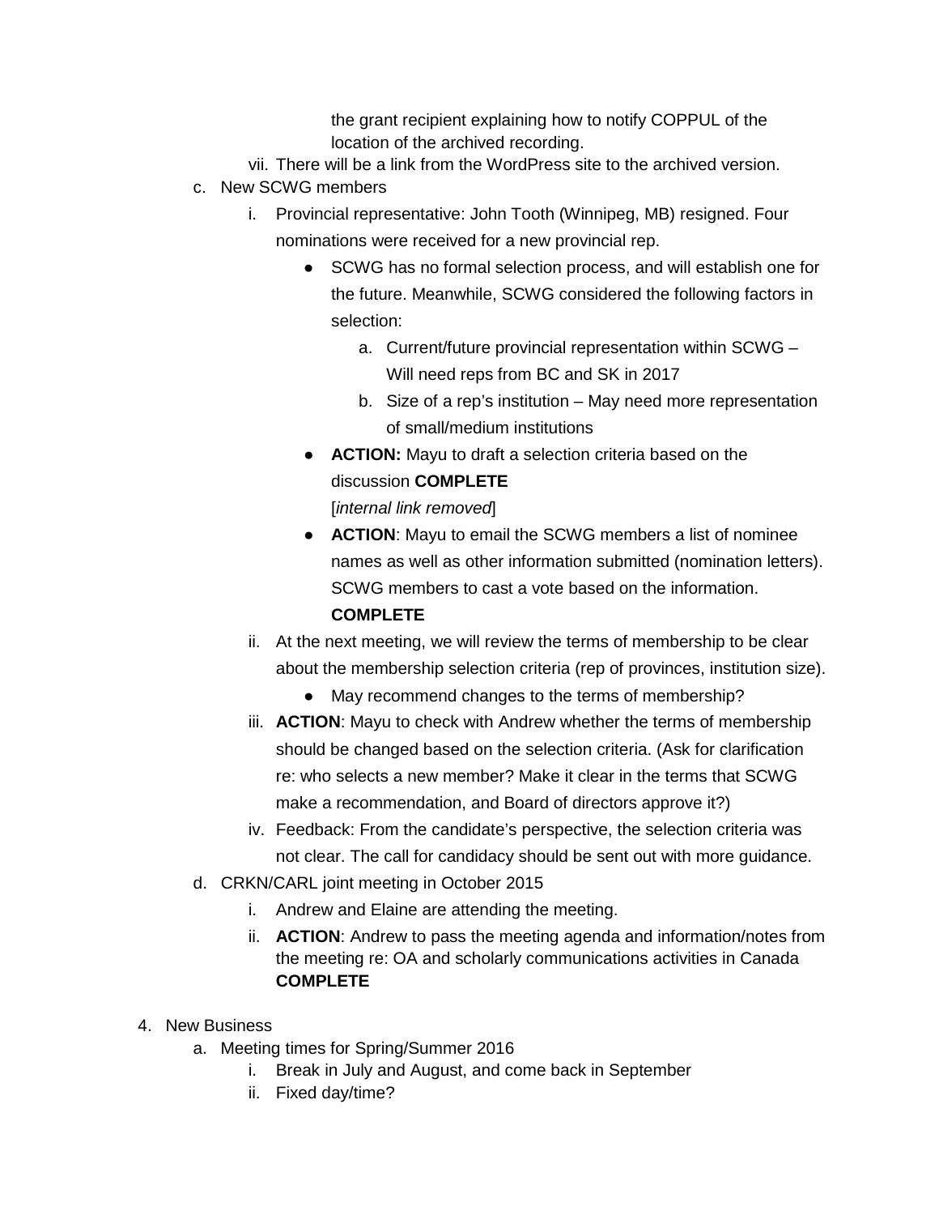the grant recipient explaining how to notify COPPUL of the location of the archived recording.

vii. There will be a link from the WordPress site to the archived version.

c. New SCWG members

   i. Provincial representative: John Tooth (Winnipeg, MB) resigned. Four nominations were received for a new provincial rep.

      - SCWG has no formal selection process, and will establish one for the future. Meanwhile, SCWG considered the following factors in selection:
         a. Current/future provincial representation within SCWG – Will need reps from BC and SK in 2017
         b. Size of a rep's institution – May need more representation of small/medium institutions
      - **ACTION:** Mayu to draft a selection criteria based on the discussion **COMPLETE**
        [*internal link removed*]
      - **ACTION**: Mayu to email the SCWG members a list of nominee names as well as other information submitted (nomination letters). SCWG members to cast a vote based on the information. **COMPLETE**

   ii. At the next meeting, we will review the terms of membership to be clear about the membership selection criteria (rep of provinces, institution size).

      - May recommend changes to the terms of membership?

   iii. **ACTION**: Mayu to check with Andrew whether the terms of membership should be changed based on the selection criteria. (Ask for clarification re: who selects a new member? Make it clear in the terms that SCWG make a recommendation, and Board of directors approve it?)

   iv. Feedback: From the candidate's perspective, the selection criteria was not clear. The call for candidacy should be sent out with more guidance.

d. CRKN/CARL joint meeting in October 2015

   i. Andrew and Elaine are attending the meeting.

   ii. **ACTION**: Andrew to pass the meeting agenda and information/notes from the meeting re: OA and scholarly communications activities in Canada **COMPLETE**

4. New Business

   a. Meeting times for Spring/Summer 2016

      i. Break in July and August, and come back in September

      ii. Fixed day/time?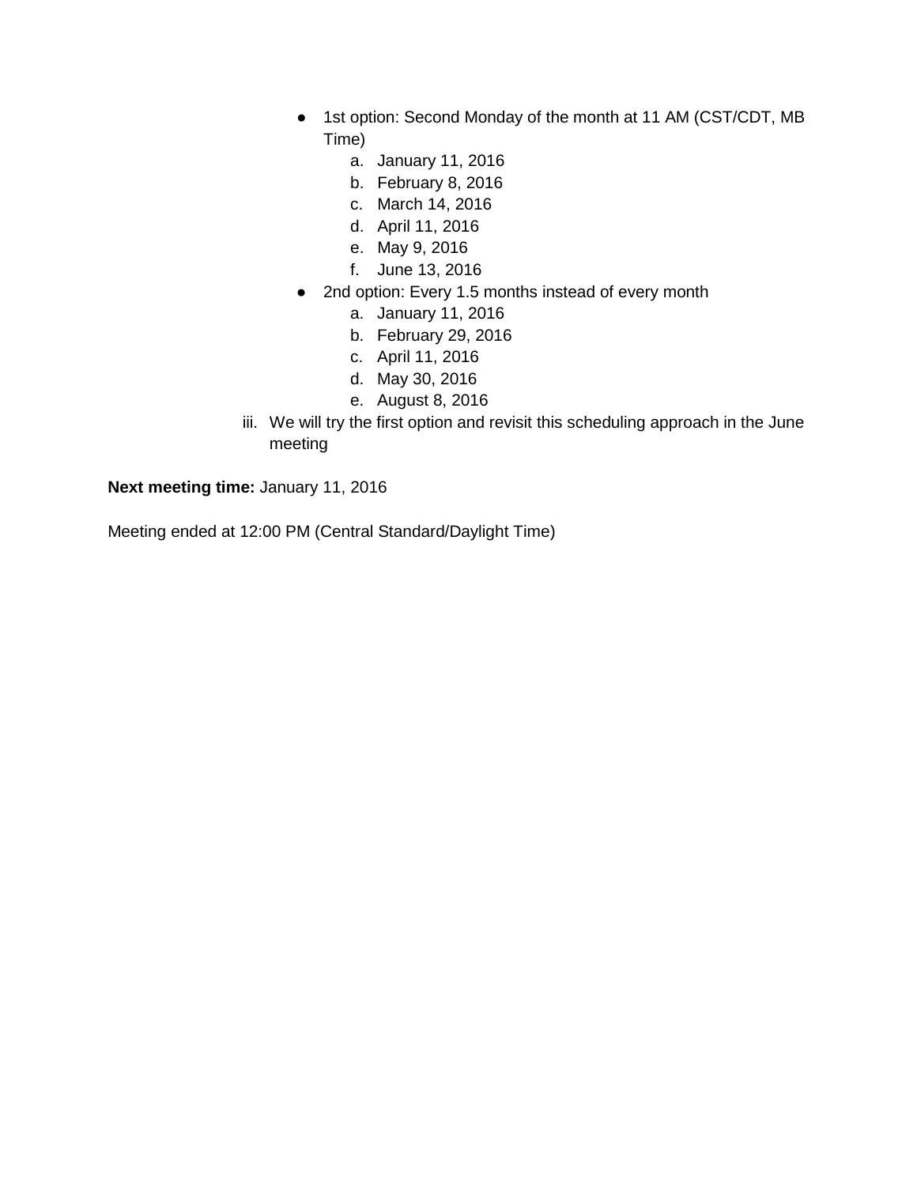- 1st option: Second Monday of the month at 11 AM (CST/CDT, MB Time)
    a. January 11, 2016
    b. February 8, 2016
    c. March 14, 2016
    d. April 11, 2016
    e. May 9, 2016
    f. June 13, 2016
- 2nd option: Every 1.5 months instead of every month
    a. January 11, 2016
    b. February 29, 2016
    c. April 11, 2016
    d. May 30, 2016
    e. August 8, 2016

iii. We will try the first option and revisit this scheduling approach in the June meeting

**Next meeting time:** January 11, 2016

Meeting ended at 12:00 PM (Central Standard/Daylight Time)